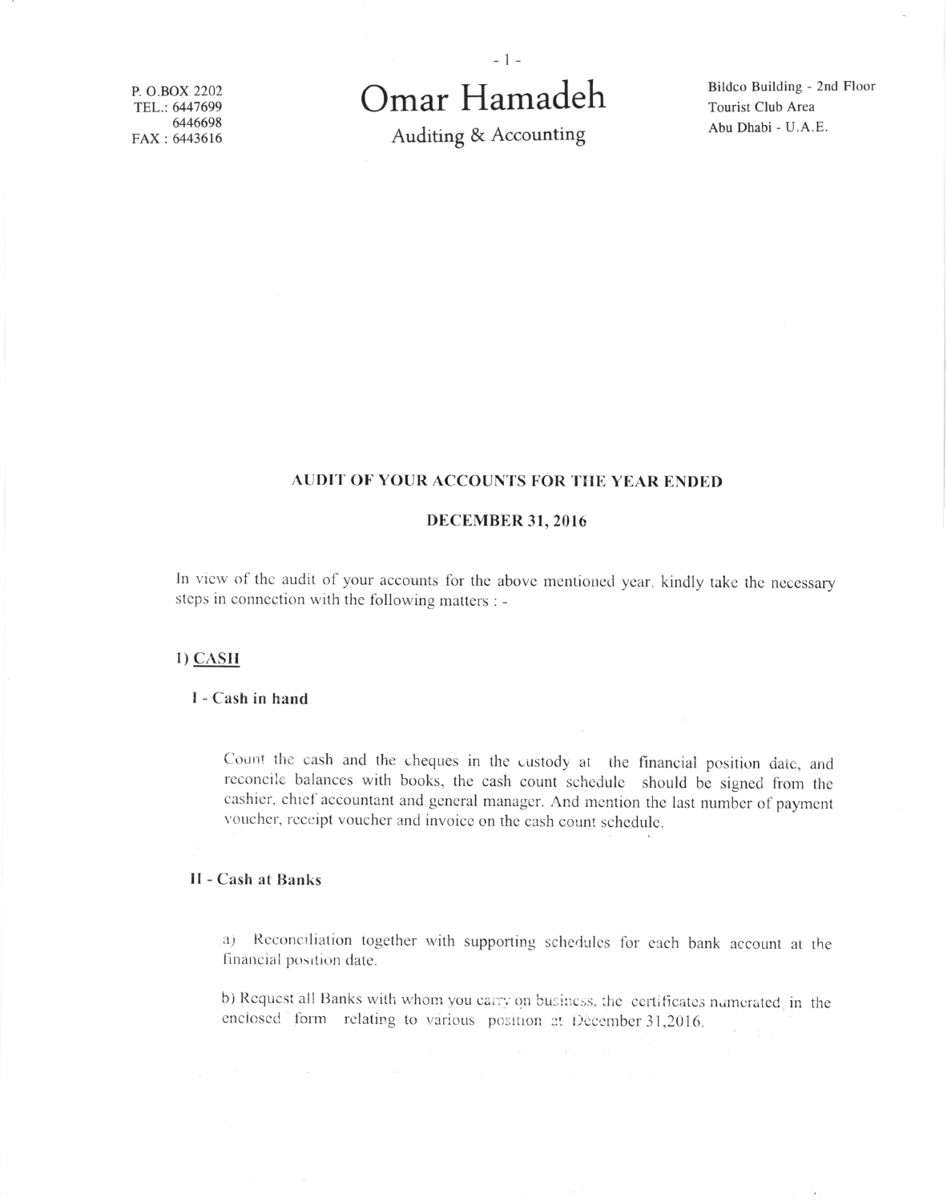P. O.BOX 2202
TEL.: 6447699
6446698
FAX : 6443616

# Omar Hamadeh

Auditing & Accounting

Bildco Building - 2nd Floor
Tourist Club Area
Abu Dhabi - U.A.E.

## AUDIT OF YOUR ACCOUNTS FOR THE YEAR ENDED

## DECEMBER 31, 2016

In view of the audit of your accounts for the above mentioned year, kindly take the necessary steps in connection with the following matters : -

### 1) CASH

#### I - Cash in hand

Count the cash and the cheques in the custody at the financial position date, and reconcile balances with books, the cash count schedule should be signed from the cashier, chief accountant and general manager. And mention the last number of payment voucher, receipt voucher and invoice on the cash count schedule.

#### II - Cash at Banks

a) Reconciliation together with supporting schedules for each bank account at the financial position date.

b) Request all Banks with whom you carry on business, the certificates numerated in the enclosed form relating to various position at December 31,2016.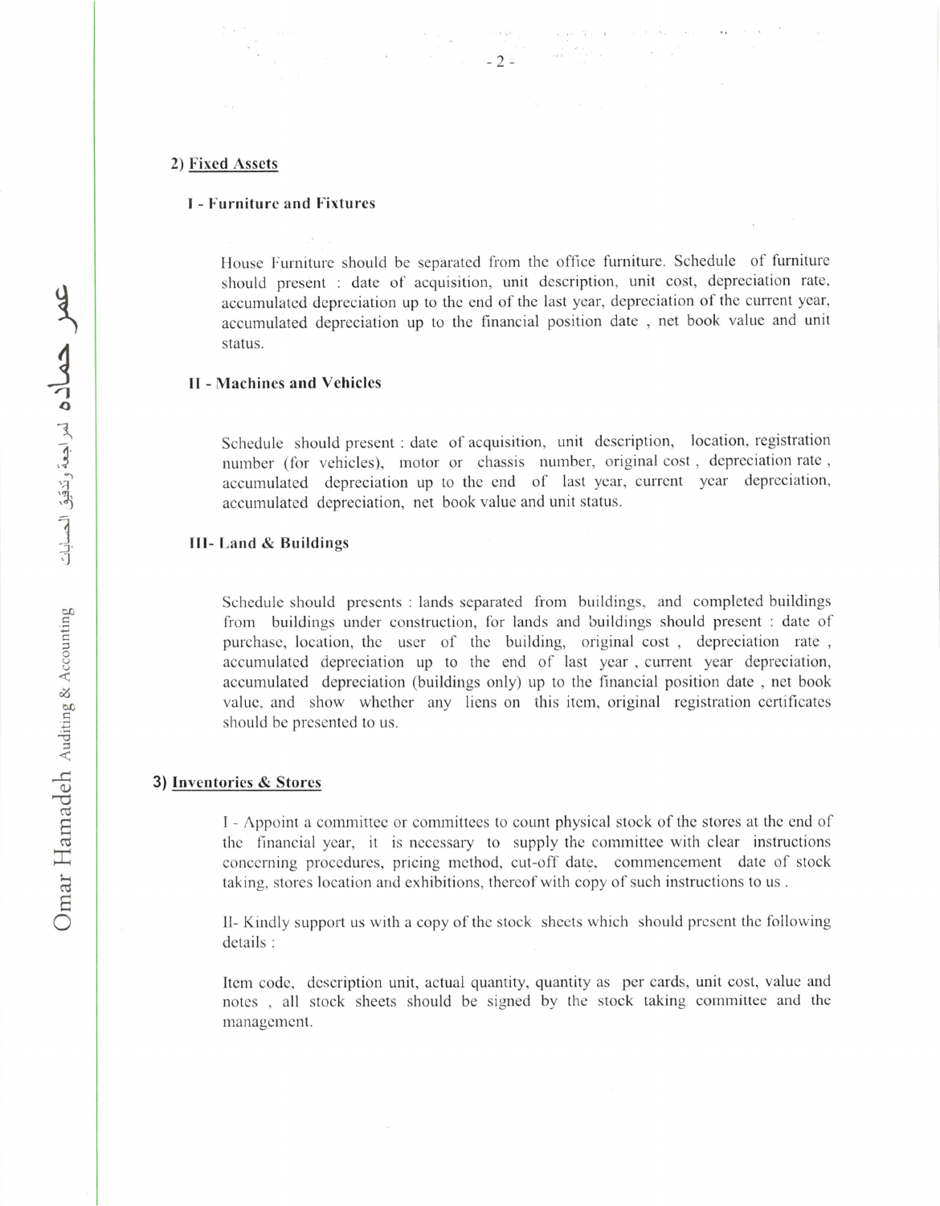## 2) Fixed Assets

### I - Furniture and Fixtures

House Furniture should be separated from the office furniture. Schedule of furniture should present : date of acquisition, unit description, unit cost, depreciation rate, accumulated depreciation up to the end of the last year, depreciation of the current year, accumulated depreciation up to the financial position date , net book value and unit status.

### II - Machines and Vehicles

Schedule should present : date of acquisition, unit description, location, registration number (for vehicles), motor or chassis number, original cost , depreciation rate , accumulated depreciation up to the end of last year, current year depreciation, accumulated depreciation, net book value and unit status.

### III- Land & Buildings

Schedule should presents : lands separated from buildings, and completed buildings from buildings under construction, for lands and buildings should present : date of purchase, location, the user of the building, original cost , depreciation rate , accumulated depreciation up to the end of last year , current year depreciation, accumulated depreciation (buildings only) up to the financial position date , net book value, and show whether any liens on this item, original registration certificates should be presented to us.

## 3) Inventories & Stores

I - Appoint a committee or committees to count physical stock of the stores at the end of the financial year, it is necessary to supply the committee with clear instructions concerning procedures, pricing method, cut-off date, commencement date of stock taking, stores location and exhibitions, thereof with copy of such instructions to us .

II- Kindly support us with a copy of the stock sheets which should present the following details :

Item code, description unit, actual quantity, quantity as per cards, unit cost, value and notes , all stock sheets should be signed by the stock taking committee and the management.